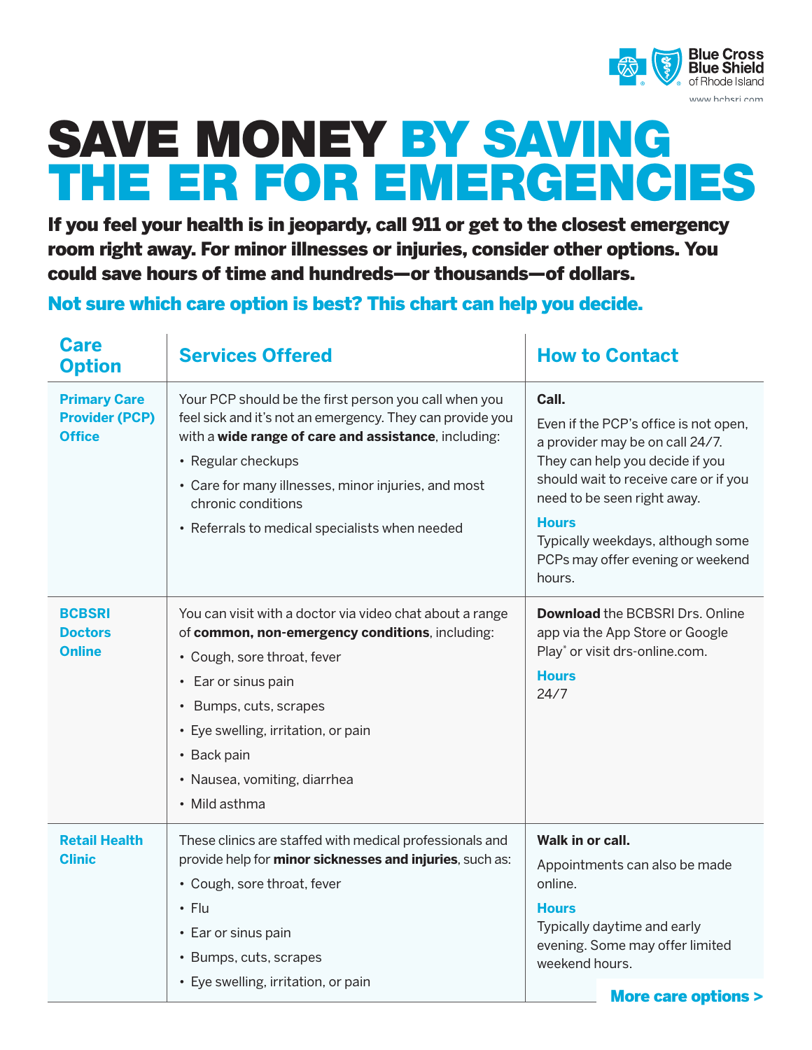Blue Cross Blue Shield of Rhode Island

www.bcbsri.com

# SAVE MONEY BY SAVING THE ER FOR EMERGENCIES

**If you feel your health is in jeopardy, call 911 or get to the closest emergency room right away. For minor illnesses or injuries, consider other options. You could save hours of time and hundreds—or thousands—of dollars.**

**Not sure which care option is best? This chart can help you decide.**

| Care Option | Services Offered | How to Contact |
|---|---|---|
| **Primary Care Provider (PCP) Office** | Your PCP should be the first person you call when you feel sick and it's not an emergency. They can provide you with a **wide range of care and assistance**, including:<br>• Regular checkups<br>• Care for many illnesses, minor injuries, and most chronic conditions<br>• Referrals to medical specialists when needed | **Call.**<br>Even if the PCP's office is not open, a provider may be on call 24/7. They can help you decide if you should wait to receive care or if you need to be seen right away.<br>**Hours**<br>Typically weekdays, although some PCPs may offer evening or weekend hours. |
| **BCBSRI Doctors Online** | You can visit with a doctor via video chat about a range of **common, non-emergency conditions**, including:<br>• Cough, sore throat, fever<br>• Ear or sinus pain<br>• Bumps, cuts, scrapes<br>• Eye swelling, irritation, or pain<br>• Back pain<br>• Nausea, vomiting, diarrhea<br>• Mild asthma | **Download** the BCBSRI Drs. Online app via the App Store or Google Play* or visit drs-online.com.<br>**Hours**<br>24/7 |
| **Retail Health Clinic** | These clinics are staffed with medical professionals and provide help for **minor sicknesses and injuries**, such as:<br>• Cough, sore throat, fever<br>• Flu<br>• Ear or sinus pain<br>• Bumps, cuts, scrapes<br>• Eye swelling, irritation, or pain | **Walk in or call.**<br>Appointments can also be made online.<br>**Hours**<br>Typically daytime and early evening. Some may offer limited weekend hours. |

**More care options >**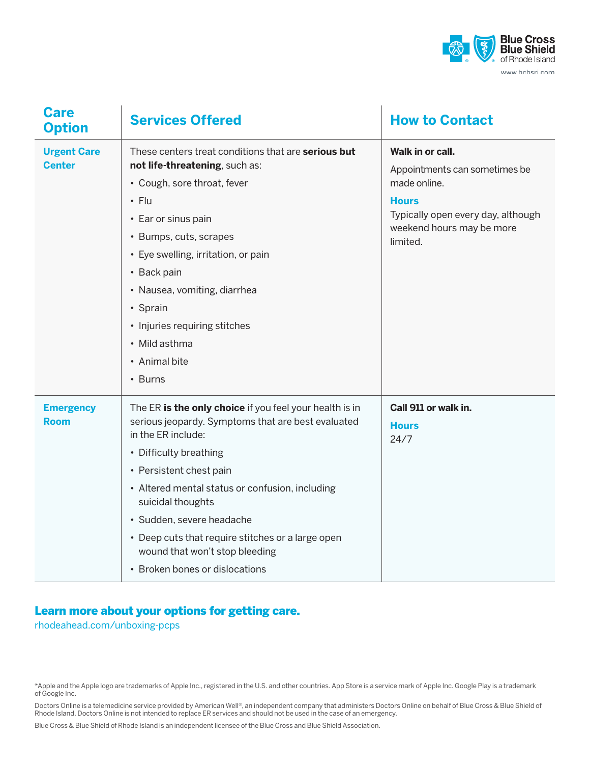Blue Cross Blue Shield of Rhode Island

www.bcbsri.com

| Care Option | Services Offered | How to Contact |
|---|---|---|
| **Urgent Care Center** | These centers treat conditions that are **serious but not life-threatening**, such as:<br>• Cough, sore throat, fever<br>• Flu<br>• Ear or sinus pain<br>• Bumps, cuts, scrapes<br>• Eye swelling, irritation, or pain<br>• Back pain<br>• Nausea, vomiting, diarrhea<br>• Sprain<br>• Injuries requiring stitches<br>• Mild asthma<br>• Animal bite<br>• Burns | **Walk in or call.**<br>Appointments can sometimes be made online.<br>**Hours**<br>Typically open every day, although weekend hours may be more limited. |
| **Emergency Room** | The ER **is the only choice** if you feel your health is in serious jeopardy. Symptoms that are best evaluated in the ER include:<br>• Difficulty breathing<br>• Persistent chest pain<br>• Altered mental status or confusion, including suicidal thoughts<br>• Sudden, severe headache<br>• Deep cuts that require stitches or a large open wound that won't stop bleeding<br>• Broken bones or dislocations | **Call 911 or walk in.**<br>**Hours**<br>24/7 |

## Learn more about your options for getting care.

rhodeahead.com/unboxing-pcps

*Apple and the Apple logo are trademarks of Apple Inc., registered in the U.S. and other countries. App Store is a service mark of Apple Inc. Google Play is a trademark of Google Inc.

Doctors Online is a telemedicine service provided by American Well®, an independent company that administers Doctors Online on behalf of Blue Cross & Blue Shield of Rhode Island. Doctors Online is not intended to replace ER services and should not be used in the case of an emergency.

Blue Cross & Blue Shield of Rhode Island is an independent licensee of the Blue Cross and Blue Shield Association.